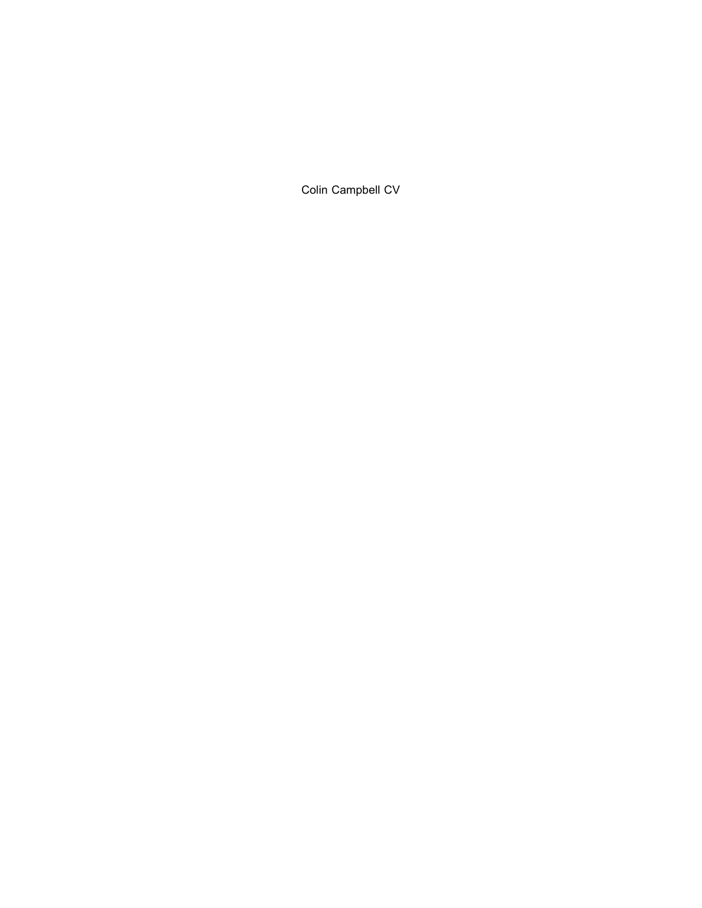# Colin Campbell CV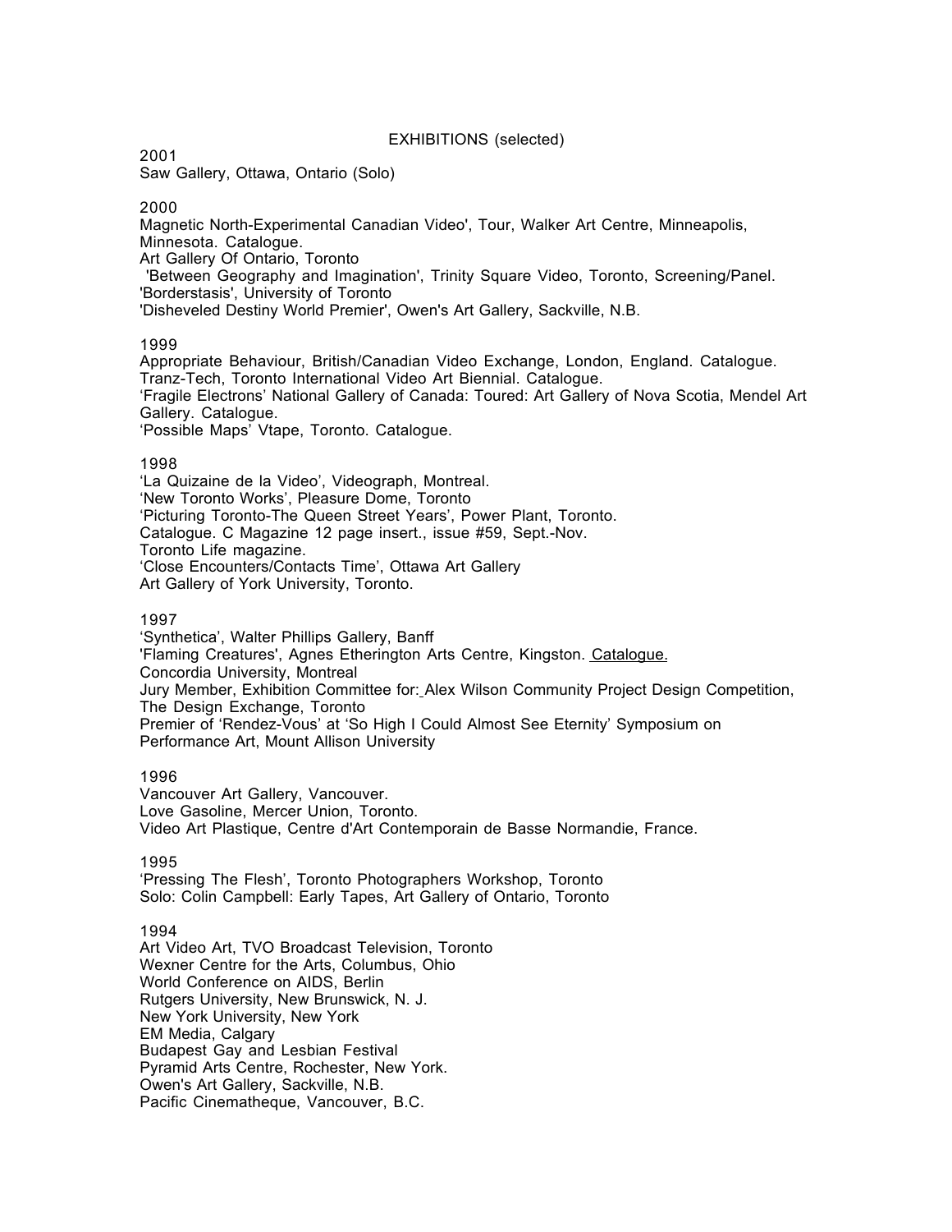## EXHIBITIONS (selected)

2001
Saw Gallery, Ottawa, Ontario (Solo)

2000
Magnetic North-Experimental Canadian Video', Tour, Walker Art Centre, Minneapolis, Minnesota. Catalogue.
Art Gallery Of Ontario, Toronto
'Between Geography and Imagination', Trinity Square Video, Toronto, Screening/Panel.
'Borderstasis', University of Toronto
'Disheveled Destiny World Premier', Owen's Art Gallery, Sackville, N.B.

1999
Appropriate Behaviour, British/Canadian Video Exchange, London, England. Catalogue.
Tranz-Tech, Toronto International Video Art Biennial. Catalogue.
'Fragile Electrons' National Gallery of Canada: Toured: Art Gallery of Nova Scotia, Mendel Art Gallery. Catalogue.
'Possible Maps' Vtape, Toronto. Catalogue.

1998
'La Quizaine de la Video', Videograph, Montreal.
'New Toronto Works', Pleasure Dome, Toronto
'Picturing Toronto-The Queen Street Years', Power Plant, Toronto.
Catalogue. C Magazine 12 page insert., issue #59, Sept.-Nov.
Toronto Life magazine.
'Close Encounters/Contacts Time', Ottawa Art Gallery
Art Gallery of York University, Toronto.

1997
'Synthetica', Walter Phillips Gallery, Banff
'Flaming Creatures', Agnes Etherington Arts Centre, Kingston. Catalogue.
Concordia University, Montreal
Jury Member, Exhibition Committee for: Alex Wilson Community Project Design Competition, The Design Exchange, Toronto
Premier of 'Rendez-Vous' at 'So High I Could Almost See Eternity' Symposium on Performance Art, Mount Allison University

1996
Vancouver Art Gallery, Vancouver.
Love Gasoline, Mercer Union, Toronto.
Video Art Plastique, Centre d'Art Contemporain de Basse Normandie, France.

1995
'Pressing The Flesh', Toronto Photographers Workshop, Toronto
Solo: Colin Campbell: Early Tapes, Art Gallery of Ontario, Toronto

1994
Art Video Art, TVO Broadcast Television, Toronto
Wexner Centre for the Arts, Columbus, Ohio
World Conference on AIDS, Berlin
Rutgers University, New Brunswick, N. J.
New York University, New York
EM Media, Calgary
Budapest Gay and Lesbian Festival
Pyramid Arts Centre, Rochester, New York.
Owen's Art Gallery, Sackville, N.B.
Pacific Cinematheque, Vancouver, B.C.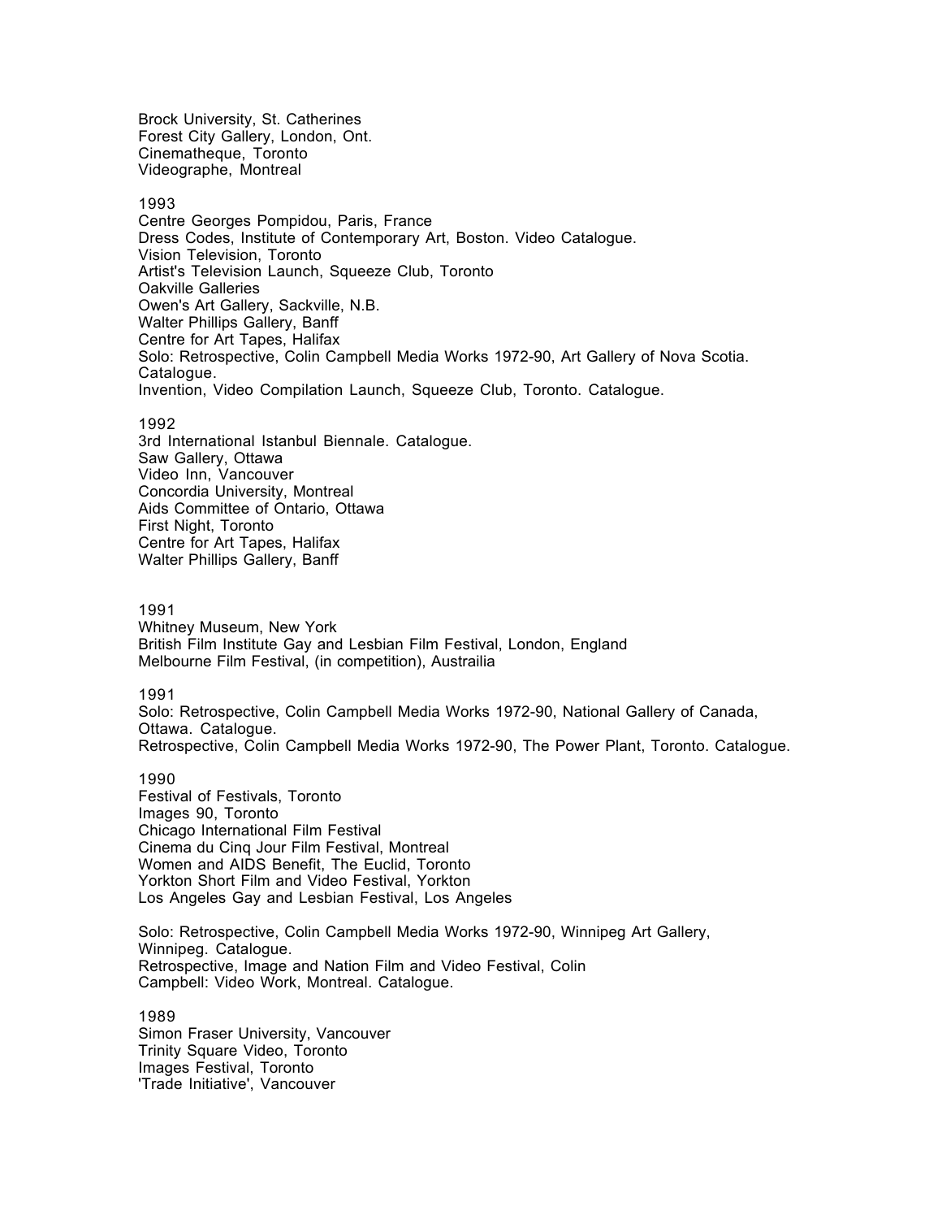Brock University, St. Catherines
Forest City Gallery, London, Ont.
Cinematheque, Toronto
Videographe, Montreal

1993
Centre Georges Pompidou, Paris, France
Dress Codes, Institute of Contemporary Art, Boston. Video Catalogue.
Vision Television, Toronto
Artist's Television Launch, Squeeze Club, Toronto
Oakville Galleries
Owen's Art Gallery, Sackville, N.B.
Walter Phillips Gallery, Banff
Centre for Art Tapes, Halifax
Solo: Retrospective, Colin Campbell Media Works 1972-90, Art Gallery of Nova Scotia. Catalogue.
Invention, Video Compilation Launch, Squeeze Club, Toronto. Catalogue.

1992
3rd International Istanbul Biennale. Catalogue.
Saw Gallery, Ottawa
Video Inn, Vancouver
Concordia University, Montreal
Aids Committee of Ontario, Ottawa
First Night, Toronto
Centre for Art Tapes, Halifax
Walter Phillips Gallery, Banff

1991
Whitney Museum, New York
British Film Institute Gay and Lesbian Film Festival, London, England
Melbourne Film Festival, (in competition), Austrailia

1991
Solo: Retrospective, Colin Campbell Media Works 1972-90, National Gallery of Canada, Ottawa. Catalogue.
Retrospective, Colin Campbell Media Works 1972-90, The Power Plant, Toronto. Catalogue.

1990
Festival of Festivals, Toronto
Images 90, Toronto
Chicago International Film Festival
Cinema du Cinq Jour Film Festival, Montreal
Women and AIDS Benefit, The Euclid, Toronto
Yorkton Short Film and Video Festival, Yorkton
Los Angeles Gay and Lesbian Festival, Los Angeles

Solo: Retrospective, Colin Campbell Media Works 1972-90, Winnipeg Art Gallery, Winnipeg. Catalogue.
Retrospective, Image and Nation Film and Video Festival, Colin Campbell: Video Work, Montreal. Catalogue.

1989
Simon Fraser University, Vancouver
Trinity Square Video, Toronto
Images Festival, Toronto
'Trade Initiative', Vancouver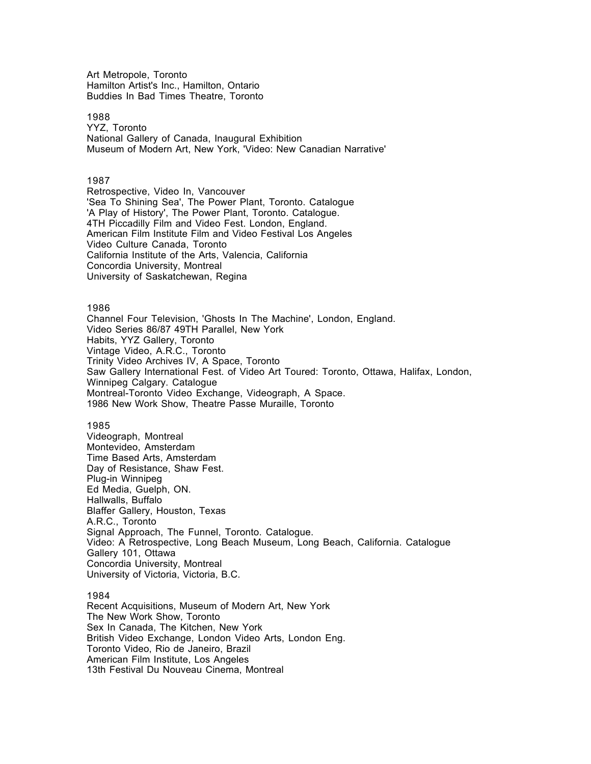Art Metropole, Toronto
Hamilton Artist's Inc., Hamilton, Ontario
Buddies In Bad Times Theatre, Toronto

1988
YYZ, Toronto
National Gallery of Canada, Inaugural Exhibition
Museum of Modern Art, New York, 'Video: New Canadian Narrative'

1987
Retrospective, Video In, Vancouver
'Sea To Shining Sea', The Power Plant, Toronto. Catalogue
'A Play of History', The Power Plant, Toronto. Catalogue.
4TH Piccadilly Film and Video Fest. London, England.
American Film Institute Film and Video Festival Los Angeles
Video Culture Canada, Toronto
California Institute of the Arts, Valencia, California
Concordia University, Montreal
University of Saskatchewan, Regina

1986
Channel Four Television, 'Ghosts In The Machine', London, England.
Video Series 86/87 49TH Parallel, New York
Habits, YYZ Gallery, Toronto
Vintage Video, A.R.C., Toronto
Trinity Video Archives IV, A Space, Toronto
Saw Gallery International Fest. of Video Art Toured: Toronto, Ottawa, Halifax, London, Winnipeg Calgary. Catalogue
Montreal-Toronto Video Exchange, Videograph, A Space.
1986 New Work Show, Theatre Passe Muraille, Toronto

1985
Videograph, Montreal
Montevideo, Amsterdam
Time Based Arts, Amsterdam
Day of Resistance, Shaw Fest.
Plug-in Winnipeg
Ed Media, Guelph, ON.
Hallwalls, Buffalo
Blaffer Gallery, Houston, Texas
A.R.C., Toronto
Signal Approach, The Funnel, Toronto. Catalogue.
Video: A Retrospective, Long Beach Museum, Long Beach, California. Catalogue
Gallery 101, Ottawa
Concordia University, Montreal
University of Victoria, Victoria, B.C.

1984
Recent Acquisitions, Museum of Modern Art, New York
The New Work Show, Toronto
Sex In Canada, The Kitchen, New York
British Video Exchange, London Video Arts, London Eng.
Toronto Video, Rio de Janeiro, Brazil
American Film Institute, Los Angeles
13th Festival Du Nouveau Cinema, Montreal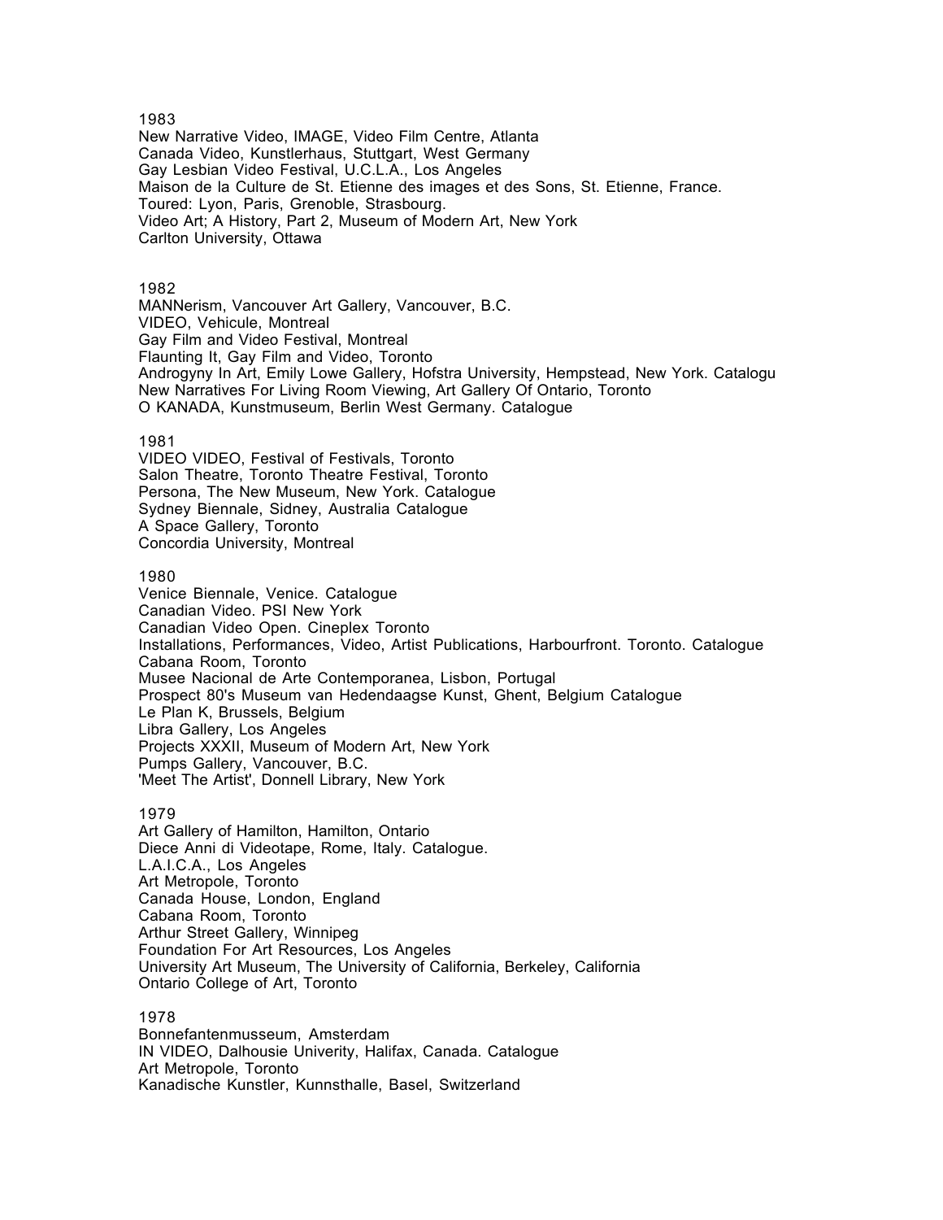1983

New Narrative Video, IMAGE, Video Film Centre, Atlanta
Canada Video, Kunstlerhaus, Stuttgart, West Germany
Gay Lesbian Video Festival, U.C.L.A., Los Angeles
Maison de la Culture de St. Etienne des images et des Sons, St. Etienne, France.
Toured: Lyon, Paris, Grenoble, Strasbourg.
Video Art; A History, Part 2, Museum of Modern Art, New York
Carlton University, Ottawa

1982

MANNerism, Vancouver Art Gallery, Vancouver, B.C.
VIDEO, Vehicule, Montreal
Gay Film and Video Festival, Montreal
Flaunting It, Gay Film and Video, Toronto
Androgyny In Art, Emily Lowe Gallery, Hofstra University, Hempstead, New York. Catalogu
New Narratives For Living Room Viewing, Art Gallery Of Ontario, Toronto
O KANADA, Kunstmuseum, Berlin West Germany. Catalogue

1981

VIDEO VIDEO, Festival of Festivals, Toronto
Salon Theatre, Toronto Theatre Festival, Toronto
Persona, The New Museum, New York. Catalogue
Sydney Biennale, Sidney, Australia Catalogue
A Space Gallery, Toronto
Concordia University, Montreal

1980

Venice Biennale, Venice. Catalogue
Canadian Video. PSI New York
Canadian Video Open. Cineplex Toronto
Installations, Performances, Video, Artist Publications, Harbourfront. Toronto. Catalogue
Cabana Room, Toronto
Musee Nacional de Arte Contemporanea, Lisbon, Portugal
Prospect 80's Museum van Hedendaagse Kunst, Ghent, Belgium Catalogue
Le Plan K, Brussels, Belgium
Libra Gallery, Los Angeles
Projects XXXII, Museum of Modern Art, New York
Pumps Gallery, Vancouver, B.C.
'Meet The Artist', Donnell Library, New York

1979

Art Gallery of Hamilton, Hamilton, Ontario
Diece Anni di Videotape, Rome, Italy. Catalogue.
L.A.I.C.A., Los Angeles
Art Metropole, Toronto
Canada House, London, England
Cabana Room, Toronto
Arthur Street Gallery, Winnipeg
Foundation For Art Resources, Los Angeles
University Art Museum, The University of California, Berkeley, California
Ontario College of Art, Toronto

1978

Bonnefantenmusseum, Amsterdam
IN VIDEO, Dalhousie Univerity, Halifax, Canada. Catalogue
Art Metropole, Toronto
Kanadische Kunstler, Kunnsthalle, Basel, Switzerland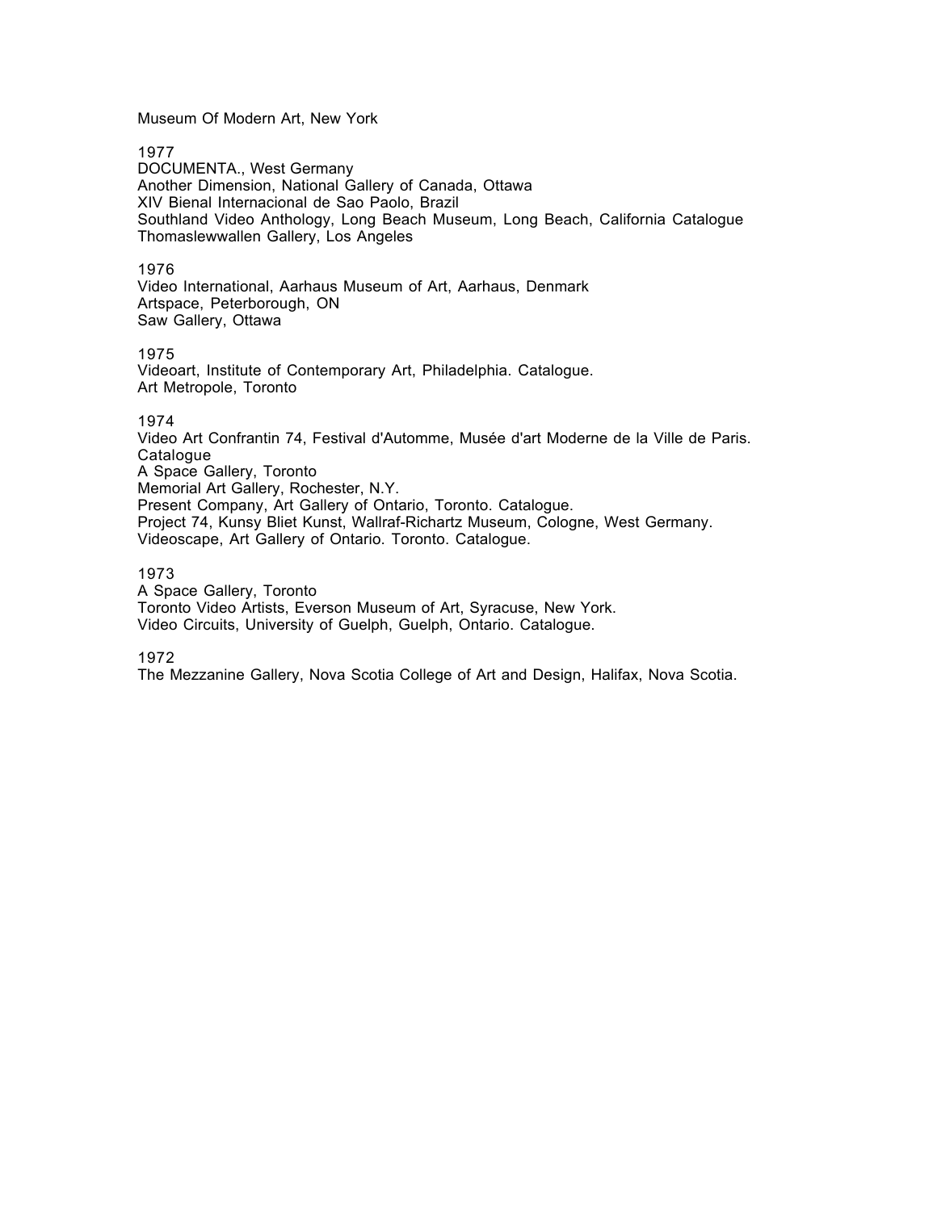Museum Of Modern Art, New York

1977
DOCUMENTA., West Germany
Another Dimension, National Gallery of Canada, Ottawa
XIV Bienal Internacional de Sao Paolo, Brazil
Southland Video Anthology, Long Beach Museum, Long Beach, California Catalogue
Thomaslewwallen Gallery, Los Angeles

1976
Video International, Aarhaus Museum of Art, Aarhaus, Denmark
Artspace, Peterborough, ON
Saw Gallery, Ottawa

1975
Videoart, Institute of Contemporary Art, Philadelphia. Catalogue.
Art Metropole, Toronto

1974
Video Art Confrantin 74, Festival d'Automme, Musée d'art Moderne de la Ville de Paris. Catalogue
A Space Gallery, Toronto
Memorial Art Gallery, Rochester, N.Y.
Present Company, Art Gallery of Ontario, Toronto. Catalogue.
Project 74, Kunsy Bliet Kunst, Wallraf-Richartz Museum, Cologne, West Germany.
Videoscape, Art Gallery of Ontario. Toronto. Catalogue.

1973
A Space Gallery, Toronto
Toronto Video Artists, Everson Museum of Art, Syracuse, New York.
Video Circuits, University of Guelph, Guelph, Ontario. Catalogue.

1972
The Mezzanine Gallery, Nova Scotia College of Art and Design, Halifax, Nova Scotia.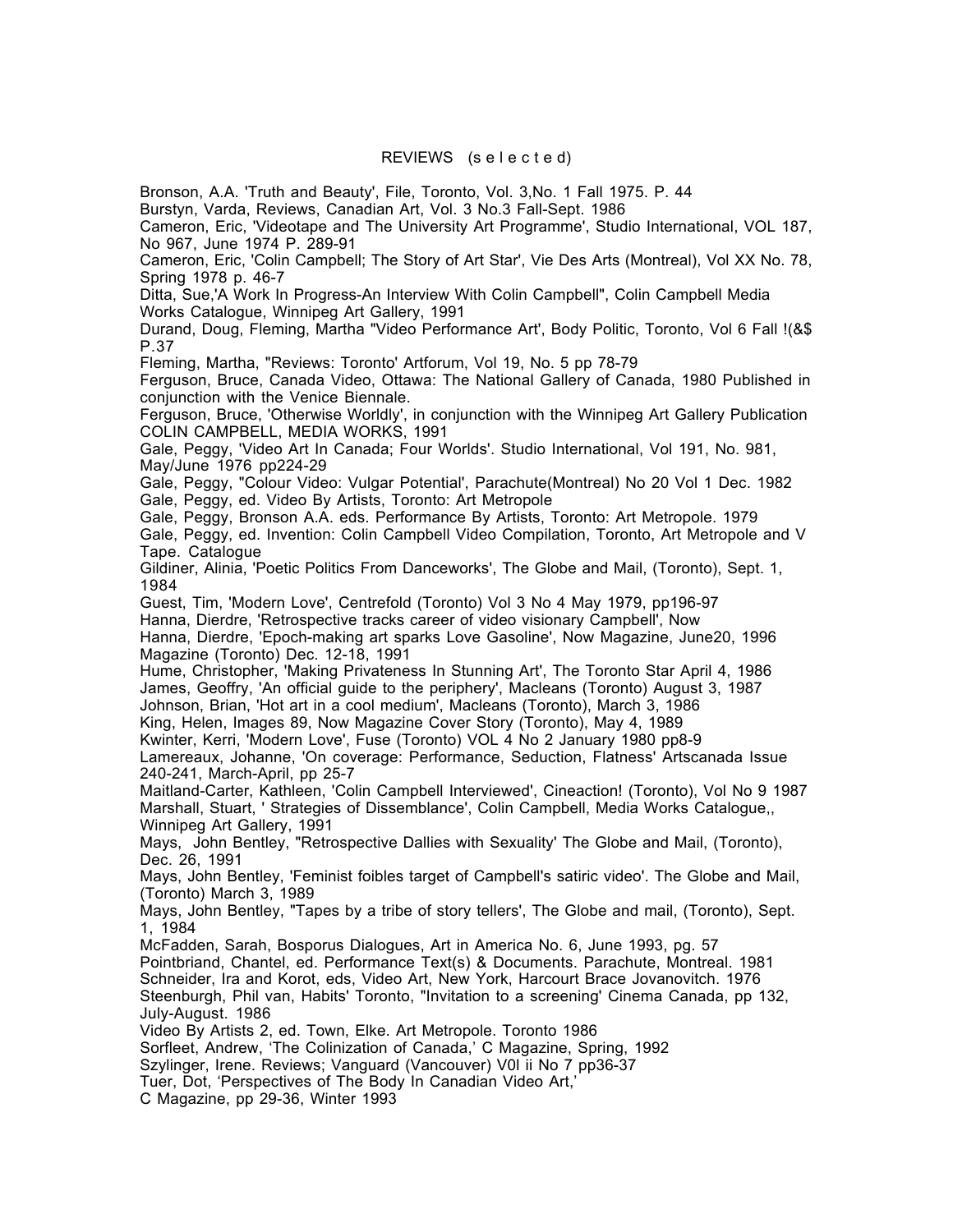## REVIEWS (s e l e c t e d)

Bronson, A.A. 'Truth and Beauty', File, Toronto, Vol. 3,No. 1 Fall 1975. P. 44
Burstyn, Varda, Reviews, Canadian Art, Vol. 3 No.3 Fall-Sept. 1986
Cameron, Eric, 'Videotape and The University Art Programme', Studio International, VOL 187, No 967, June 1974 P. 289-91
Cameron, Eric, 'Colin Campbell; The Story of Art Star', Vie Des Arts (Montreal), Vol XX No. 78, Spring 1978 p. 46-7
Ditta, Sue,'A Work In Progress-An Interview With Colin Campbell", Colin Campbell Media Works Catalogue, Winnipeg Art Gallery, 1991
Durand, Doug, Fleming, Martha "Video Performance Art', Body Politic, Toronto, Vol 6 Fall !(&$ P.37
Fleming, Martha, "Reviews: Toronto' Artforum, Vol 19, No. 5 pp 78-79
Ferguson, Bruce, Canada Video, Ottawa: The National Gallery of Canada, 1980 Published in conjunction with the Venice Biennale.
Ferguson, Bruce, 'Otherwise Worldly', in conjunction with the Winnipeg Art Gallery Publication COLIN CAMPBELL, MEDIA WORKS, 1991
Gale, Peggy, 'Video Art In Canada; Four Worlds'. Studio International, Vol 191, No. 981, May/June 1976 pp224-29
Gale, Peggy, "Colour Video: Vulgar Potential', Parachute(Montreal) No 20 Vol 1 Dec. 1982
Gale, Peggy, ed. Video By Artists, Toronto: Art Metropole
Gale, Peggy, Bronson A.A. eds. Performance By Artists, Toronto: Art Metropole. 1979
Gale, Peggy, ed. Invention: Colin Campbell Video Compilation, Toronto, Art Metropole and V Tape. Catalogue
Gildiner, Alinia, 'Poetic Politics From Danceworks', The Globe and Mail, (Toronto), Sept. 1, 1984
Guest, Tim, 'Modern Love', Centrefold (Toronto) Vol 3 No 4 May 1979, pp196-97
Hanna, Dierdre, 'Retrospective tracks career of video visionary Campbell', Now
Hanna, Dierdre, 'Epoch-making art sparks Love Gasoline', Now Magazine, June20, 1996 Magazine (Toronto) Dec. 12-18, 1991
Hume, Christopher, 'Making Privateness In Stunning Art', The Toronto Star April 4, 1986
James, Geoffry, 'An official guide to the periphery', Macleans (Toronto) August 3, 1987
Johnson, Brian, 'Hot art in a cool medium', Macleans (Toronto), March 3, 1986
King, Helen, Images 89, Now Magazine Cover Story (Toronto), May 4, 1989
Kwinter, Kerri, 'Modern Love', Fuse (Toronto) VOL 4 No 2 January 1980 pp8-9
Lamereaux, Johanne, 'On coverage: Performance, Seduction, Flatness' Artscanada Issue 240-241, March-April, pp 25-7
Maitland-Carter, Kathleen, 'Colin Campbell Interviewed', Cineaction! (Toronto), Vol No 9 1987
Marshall, Stuart, ' Strategies of Dissemblance', Colin Campbell, Media Works Catalogue,, Winnipeg Art Gallery, 1991
Mays, John Bentley, "Retrospective Dallies with Sexuality' The Globe and Mail, (Toronto), Dec. 26, 1991
Mays, John Bentley, 'Feminist foibles target of Campbell's satiric video'. The Globe and Mail, (Toronto) March 3, 1989
Mays, John Bentley, "Tapes by a tribe of story tellers', The Globe and mail, (Toronto), Sept. 1, 1984
McFadden, Sarah, Bosporus Dialogues, Art in America No. 6, June 1993, pg. 57
Pointbriand, Chantel, ed. Performance Text(s) & Documents. Parachute, Montreal. 1981
Schneider, Ira and Korot, eds, Video Art, New York, Harcourt Brace Jovanovitch. 1976
Steenburgh, Phil van, Habits' Toronto, "Invitation to a screening' Cinema Canada, pp 132, July-August. 1986
Video By Artists 2, ed. Town, Elke. Art Metropole. Toronto 1986
Sorfleet, Andrew, 'The Colinization of Canada,' C Magazine, Spring, 1992
Szylinger, Irene. Reviews; Vanguard (Vancouver) V0l ii No 7 pp36-37
Tuer, Dot, 'Perspectives of The Body In Canadian Video Art,'
C Magazine, pp 29-36, Winter 1993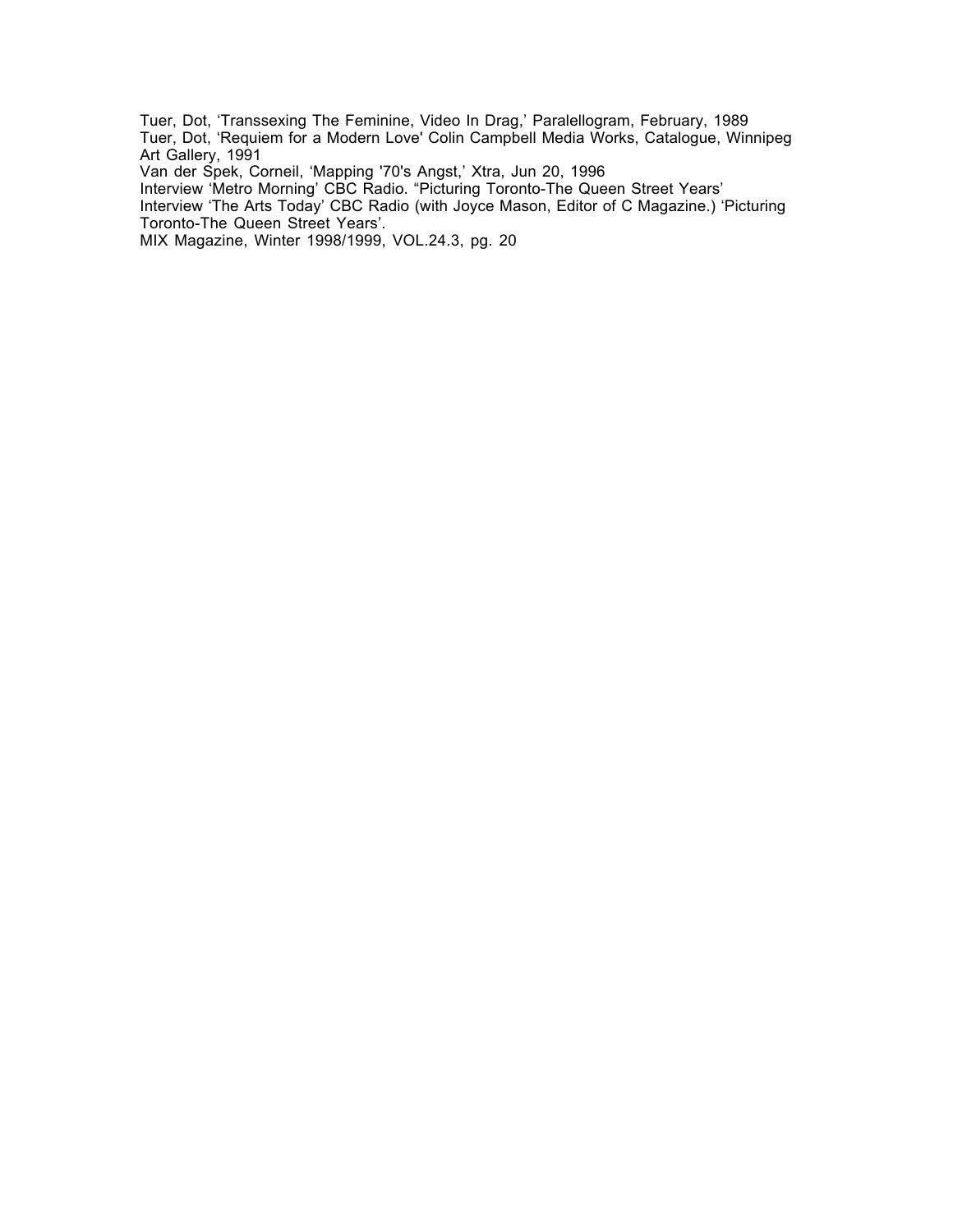Tuer, Dot, 'Transsexing The Feminine, Video In Drag,' Paralellogram, February, 1989
Tuer, Dot, 'Requiem for a Modern Love' Colin Campbell Media Works, Catalogue, Winnipeg Art Gallery, 1991
Van der Spek, Corneil, 'Mapping '70's Angst,' Xtra, Jun 20, 1996
Interview 'Metro Morning' CBC Radio. "Picturing Toronto-The Queen Street Years'
Interview 'The Arts Today' CBC Radio (with Joyce Mason, Editor of C Magazine.) 'Picturing Toronto-The Queen Street Years'.
MIX Magazine, Winter 1998/1999, VOL.24.3, pg. 20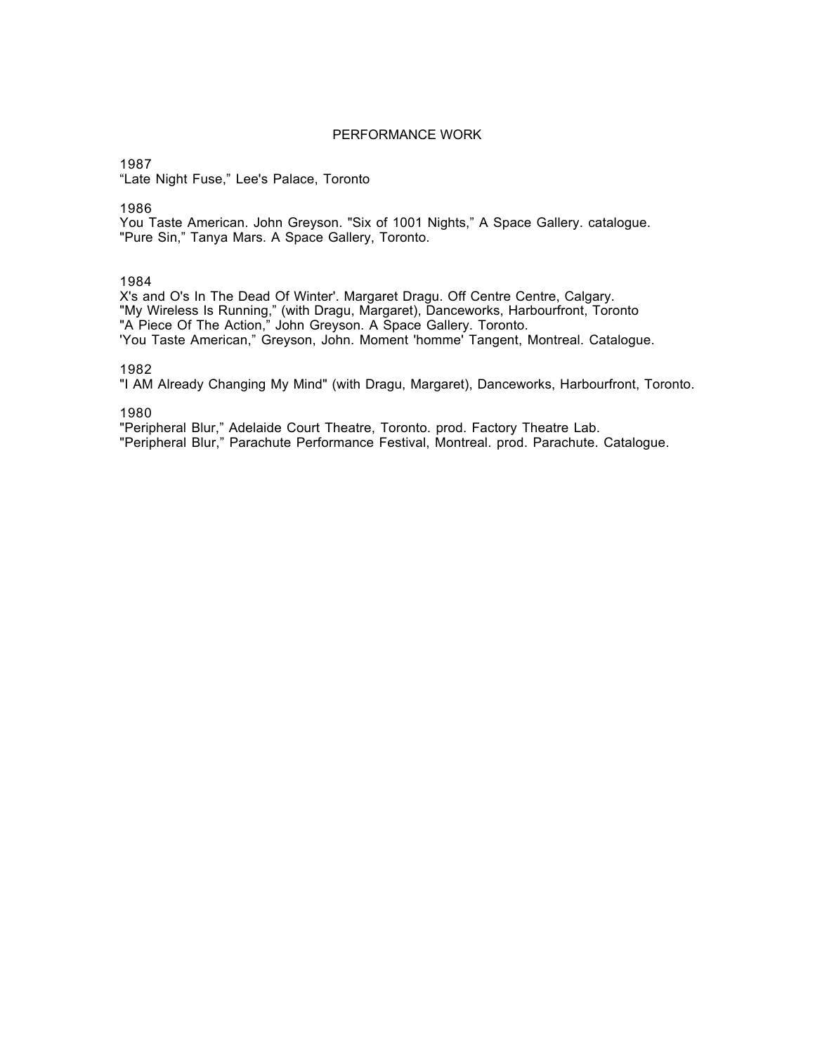## PERFORMANCE WORK

1987
“Late Night Fuse,” Lee's Palace, Toronto

1986
You Taste American. John Greyson. "Six of 1001 Nights,” A Space Gallery. catalogue.
"Pure Sin,” Tanya Mars. A Space Gallery, Toronto.

1984
X's and O's In The Dead Of Winter'. Margaret Dragu. Off Centre Centre, Calgary.
"My Wireless Is Running,” (with Dragu, Margaret), Danceworks, Harbourfront, Toronto
"A Piece Of The Action,” John Greyson. A Space Gallery. Toronto.
'You Taste American,” Greyson, John. Moment 'homme' Tangent, Montreal. Catalogue.

1982
"I AM Already Changing My Mind" (with Dragu, Margaret), Danceworks, Harbourfront, Toronto.

1980
"Peripheral Blur,” Adelaide Court Theatre, Toronto. prod. Factory Theatre Lab.
"Peripheral Blur,” Parachute Performance Festival, Montreal. prod. Parachute. Catalogue.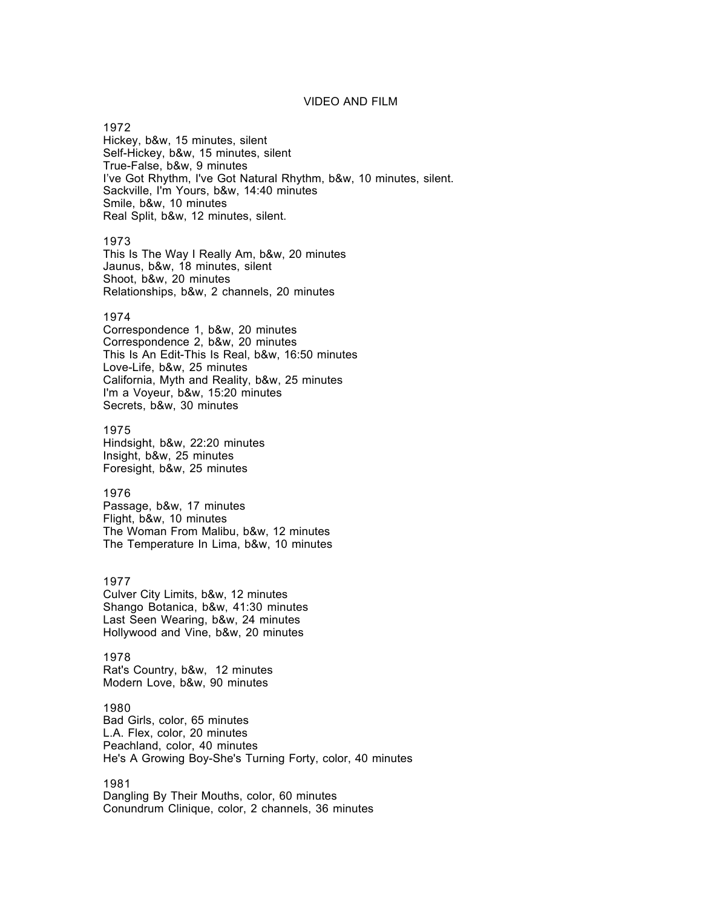## VIDEO AND FILM

1972
Hickey, b&w, 15 minutes, silent
Self-Hickey, b&w, 15 minutes, silent
True-False, b&w, 9 minutes
I've Got Rhythm, I've Got Natural Rhythm, b&w, 10 minutes, silent.
Sackville, I'm Yours, b&w, 14:40 minutes
Smile, b&w, 10 minutes
Real Split, b&w, 12 minutes, silent.

1973
This Is The Way I Really Am, b&w, 20 minutes
Jaunus, b&w, 18 minutes, silent
Shoot, b&w, 20 minutes
Relationships, b&w, 2 channels, 20 minutes

1974
Correspondence 1, b&w, 20 minutes
Correspondence 2, b&w, 20 minutes
This Is An Edit-This Is Real, b&w, 16:50 minutes
Love-Life, b&w, 25 minutes
California, Myth and Reality, b&w, 25 minutes
I'm a Voyeur, b&w, 15:20 minutes
Secrets, b&w, 30 minutes

1975
Hindsight, b&w, 22:20 minutes
Insight, b&w, 25 minutes
Foresight, b&w, 25 minutes

1976
Passage, b&w, 17 minutes
Flight, b&w, 10 minutes
The Woman From Malibu, b&w, 12 minutes
The Temperature In Lima, b&w, 10 minutes

1977
Culver City Limits, b&w, 12 minutes
Shango Botanica, b&w, 41:30 minutes
Last Seen Wearing, b&w, 24 minutes
Hollywood and Vine, b&w, 20 minutes

1978
Rat's Country, b&w, 12 minutes
Modern Love, b&w, 90 minutes

1980
Bad Girls, color, 65 minutes
L.A. Flex, color, 20 minutes
Peachland, color, 40 minutes
He's A Growing Boy-She's Turning Forty, color, 40 minutes

1981
Dangling By Their Mouths, color, 60 minutes
Conundrum Clinique, color, 2 channels, 36 minutes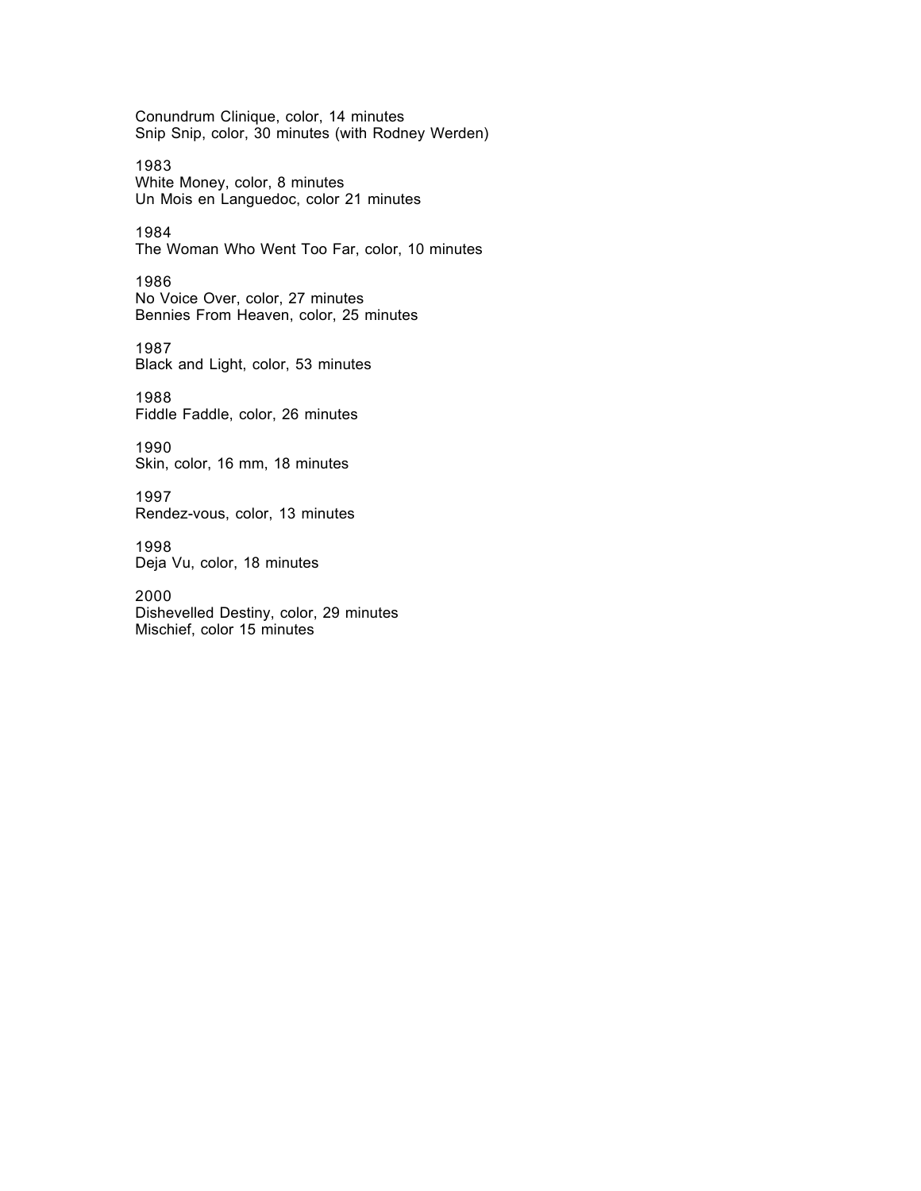Conundrum Clinique, color, 14 minutes
Snip Snip, color, 30 minutes (with Rodney Werden)

1983
White Money, color, 8 minutes
Un Mois en Languedoc, color 21 minutes

1984
The Woman Who Went Too Far, color, 10 minutes

1986
No Voice Over, color, 27 minutes
Bennies From Heaven, color, 25 minutes

1987
Black and Light, color, 53 minutes

1988
Fiddle Faddle, color, 26 minutes

1990
Skin, color, 16 mm, 18 minutes

1997
Rendez-vous, color, 13 minutes

1998
Deja Vu, color, 18 minutes

2000
Dishevelled Destiny, color, 29 minutes
Mischief, color 15 minutes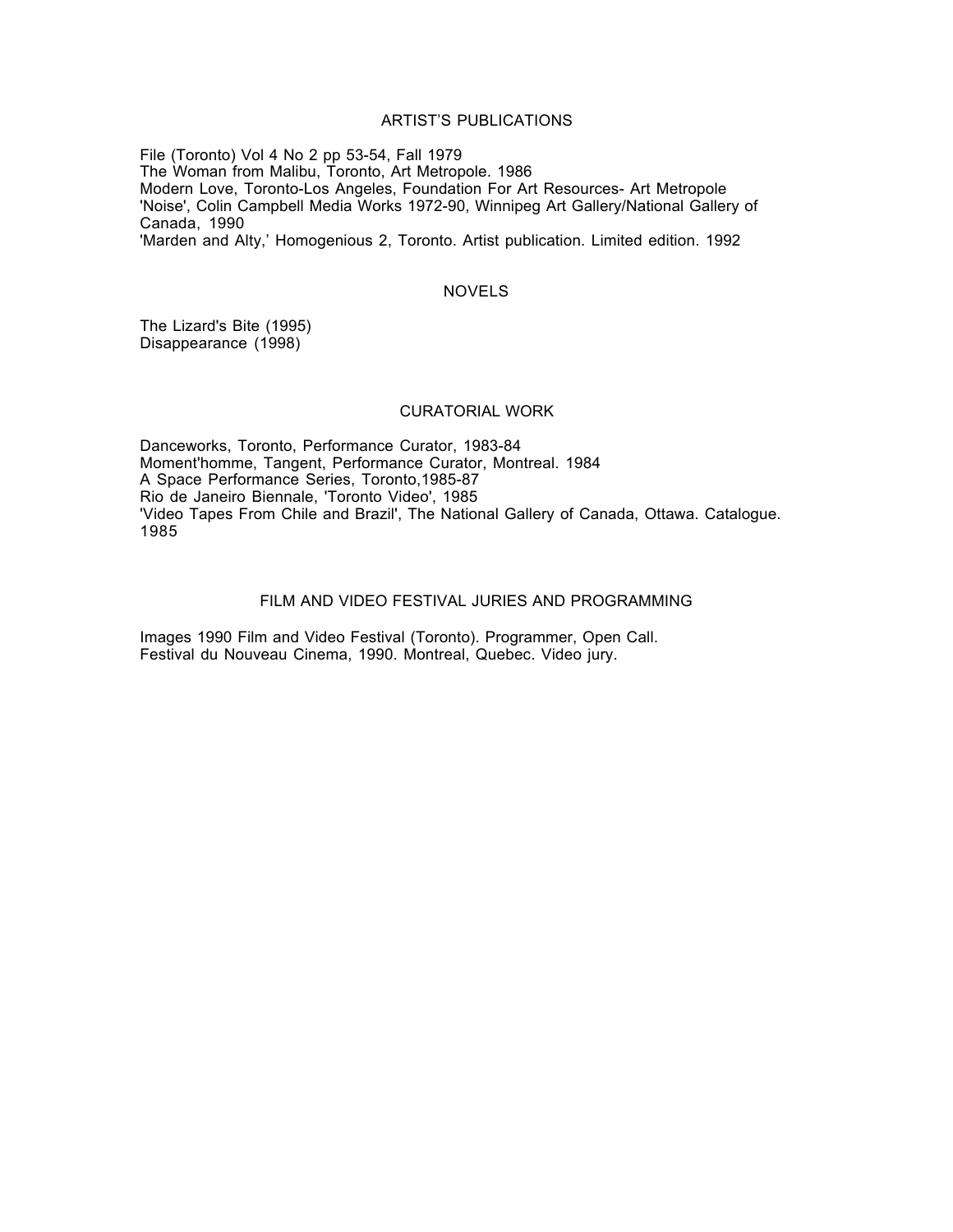## ARTIST'S PUBLICATIONS

File (Toronto) Vol 4 No 2 pp 53-54, Fall 1979
The Woman from Malibu, Toronto, Art Metropole. 1986
Modern Love, Toronto-Los Angeles, Foundation For Art Resources- Art Metropole
'Noise', Colin Campbell Media Works 1972-90, Winnipeg Art Gallery/National Gallery of Canada, 1990
'Marden and Alty,' Homogenious 2, Toronto. Artist publication. Limited edition. 1992

## NOVELS

The Lizard's Bite (1995)
Disappearance (1998)

## CURATORIAL WORK

Danceworks, Toronto, Performance Curator, 1983-84
Moment'homme, Tangent, Performance Curator, Montreal. 1984
A Space Performance Series, Toronto,1985-87
Rio de Janeiro Biennale, 'Toronto Video', 1985
'Video Tapes From Chile and Brazil', The National Gallery of Canada, Ottawa. Catalogue. 1985

## FILM AND VIDEO FESTIVAL JURIES AND PROGRAMMING

Images 1990 Film and Video Festival (Toronto). Programmer, Open Call.
Festival du Nouveau Cinema, 1990. Montreal, Quebec. Video jury.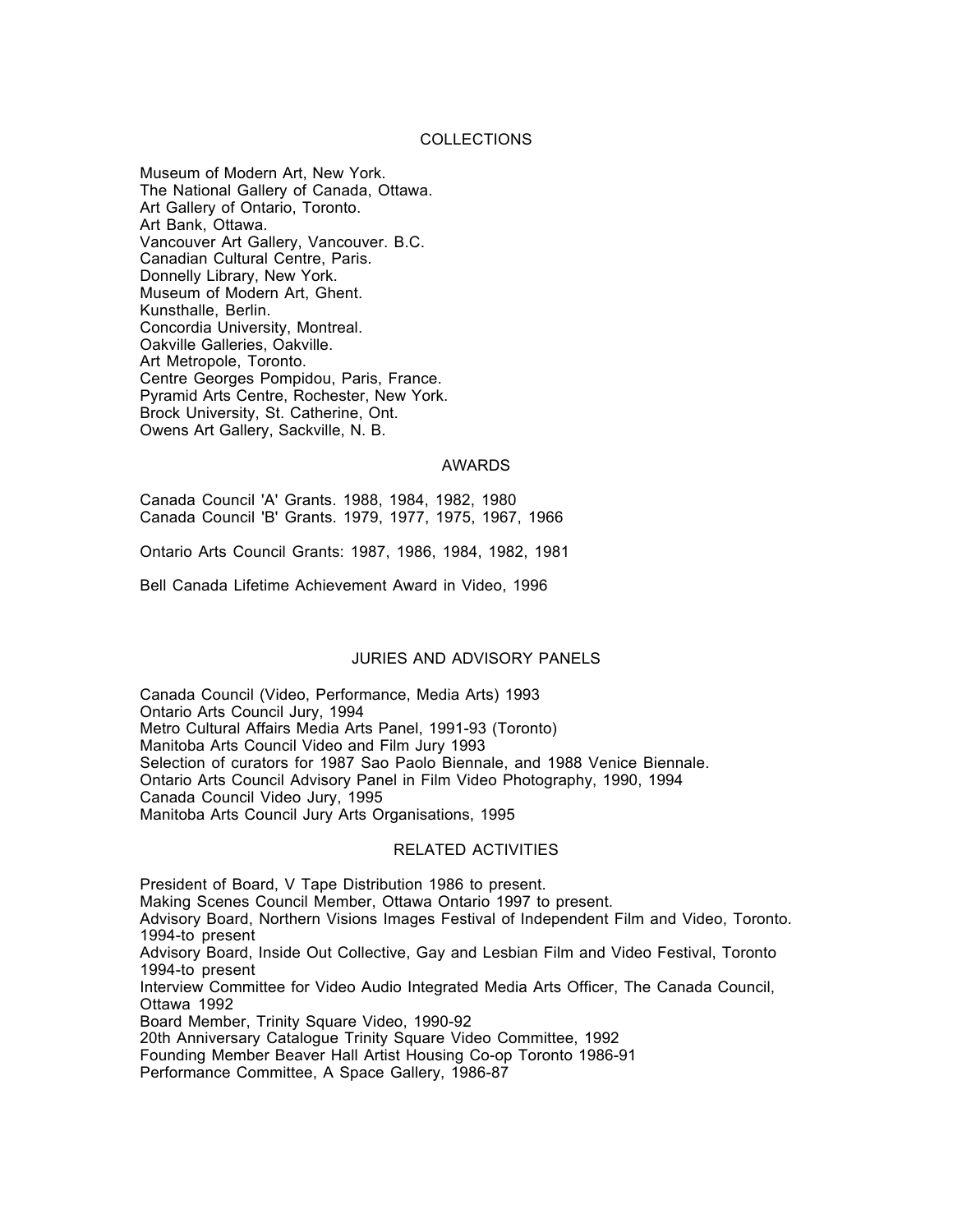## COLLECTIONS

Museum of Modern Art, New York.
The National Gallery of Canada, Ottawa.
Art Gallery of Ontario, Toronto.
Art Bank, Ottawa.
Vancouver Art Gallery, Vancouver. B.C.
Canadian Cultural Centre, Paris.
Donnelly Library, New York.
Museum of Modern Art, Ghent.
Kunsthalle, Berlin.
Concordia University, Montreal.
Oakville Galleries, Oakville.
Art Metropole, Toronto.
Centre Georges Pompidou, Paris, France.
Pyramid Arts Centre, Rochester, New York.
Brock University, St. Catherine, Ont.
Owens Art Gallery, Sackville, N. B.

## AWARDS

Canada Council 'A' Grants. 1988, 1984, 1982, 1980
Canada Council 'B' Grants. 1979, 1977, 1975, 1967, 1966

Ontario Arts Council Grants: 1987, 1986, 1984, 1982, 1981

Bell Canada Lifetime Achievement Award in Video, 1996

## JURIES AND ADVISORY PANELS

Canada Council (Video, Performance, Media Arts) 1993
Ontario Arts Council Jury, 1994
Metro Cultural Affairs Media Arts Panel, 1991-93 (Toronto)
Manitoba Arts Council Video and Film Jury 1993
Selection of curators for 1987 Sao Paolo Biennale, and 1988 Venice Biennale.
Ontario Arts Council Advisory Panel in Film Video Photography, 1990, 1994
Canada Council Video Jury, 1995
Manitoba Arts Council Jury Arts Organisations, 1995

## RELATED ACTIVITIES

President of Board, V Tape Distribution 1986 to present.
Making Scenes Council Member, Ottawa Ontario 1997 to present.
Advisory Board, Northern Visions Images Festival of Independent Film and Video, Toronto. 1994-to present
Advisory Board, Inside Out Collective, Gay and Lesbian Film and Video Festival, Toronto 1994-to present
Interview Committee for Video Audio Integrated Media Arts Officer, The Canada Council, Ottawa 1992
Board Member, Trinity Square Video, 1990-92
20th Anniversary Catalogue Trinity Square Video Committee, 1992
Founding Member Beaver Hall Artist Housing Co-op Toronto 1986-91
Performance Committee, A Space Gallery, 1986-87